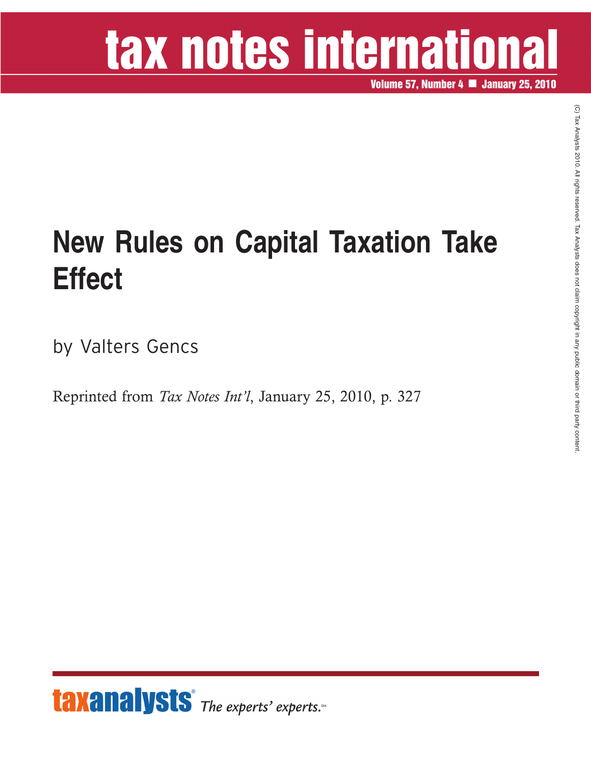# tax notes international

**Volume 57, Number 4 ■ January 25, 2010**

# New Rules on Capital Taxation Take Effect

by Valters Gencs

Reprinted from *Tax Notes Int'l*, January 25, 2010, p. 327

(C) Tax Analysts 2010. All rights reserved. Tax Analysts does not claim copyright in any public domain or third party content.

**taxanalysts**® *The experts' experts.*℠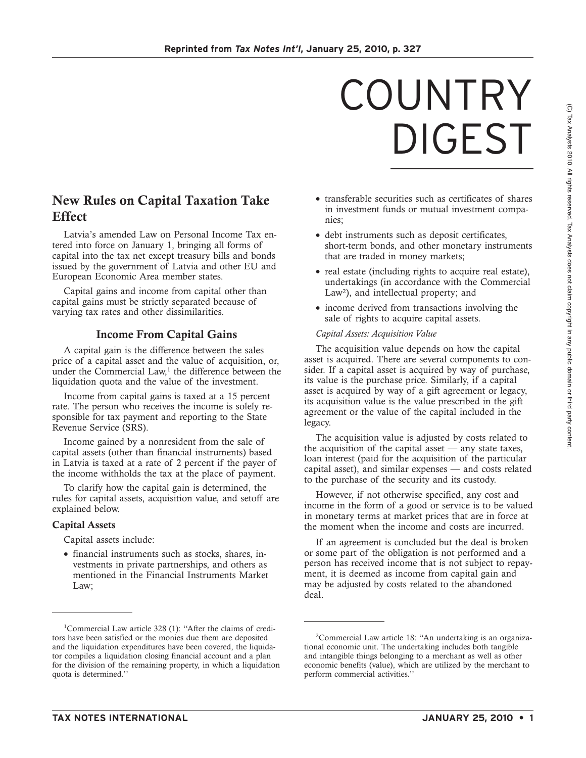# COUNTRY DIGEST

## New Rules on Capital Taxation Take Effect

Latvia's amended Law on Personal Income Tax entered into force on January 1, bringing all forms of capital into the tax net except treasury bills and bonds issued by the government of Latvia and other EU and European Economic Area member states.

Capital gains and income from capital other than capital gains must be strictly separated because of varying tax rates and other dissimilarities.

### Income From Capital Gains

A capital gain is the difference between the sales price of a capital asset and the value of acquisition, or, under the Commercial Law,[1] the difference between the liquidation quota and the value of the investment.

Income from capital gains is taxed at a 15 percent rate. The person who receives the income is solely responsible for tax payment and reporting to the State Revenue Service (SRS).

Income gained by a nonresident from the sale of capital assets (other than financial instruments) based in Latvia is taxed at a rate of 2 percent if the payer of the income withholds the tax at the place of payment.

To clarify how the capital gain is determined, the rules for capital assets, acquisition value, and setoff are explained below.

#### Capital Assets

Capital assets include:

- financial instruments such as stocks, shares, investments in private partnerships, and others as mentioned in the Financial Instruments Market Law;
- transferable securities such as certificates of shares in investment funds or mutual investment companies;
- debt instruments such as deposit certificates, short-term bonds, and other monetary instruments that are traded in money markets;
- real estate (including rights to acquire real estate), undertakings (in accordance with the Commercial Law[2]), and intellectual property; and
- income derived from transactions involving the sale of rights to acquire capital assets.

*Capital Assets: Acquisition Value*

The acquisition value depends on how the capital asset is acquired. There are several components to consider. If a capital asset is acquired by way of purchase, its value is the purchase price. Similarly, if a capital asset is acquired by way of a gift agreement or legacy, its acquisition value is the value prescribed in the gift agreement or the value of the capital included in the legacy.

The acquisition value is adjusted by costs related to the acquisition of the capital asset — any state taxes, loan interest (paid for the acquisition of the particular capital asset), and similar expenses — and costs related to the purchase of the security and its custody.

However, if not otherwise specified, any cost and income in the form of a good or service is to be valued in monetary terms at market prices that are in force at the moment when the income and costs are incurred.

If an agreement is concluded but the deal is broken or some part of the obligation is not performed and a person has received income that is not subject to repayment, it is deemed as income from capital gain and may be adjusted by costs related to the abandoned deal.

---

[1] Commercial Law article 328 (1): "After the claims of creditors have been satisfied or the monies due them are deposited and the liquidation expenditures have been covered, the liquidator compiles a liquidation closing financial account and a plan for the division of the remaining property, in which a liquidation quota is determined."

[2] Commercial Law article 18: "An undertaking is an organizational economic unit. The undertaking includes both tangible and intangible things belonging to a merchant as well as other economic benefits (value), which are utilized by the merchant to perform commercial activities."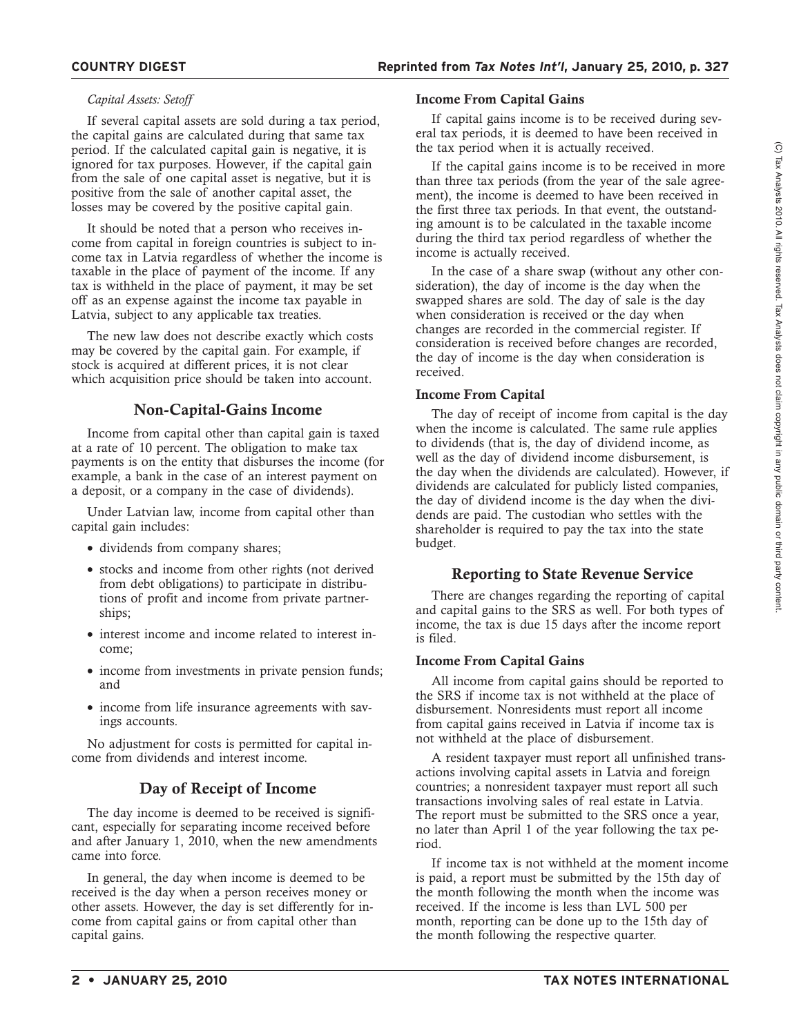*Capital Assets: Setoff*

If several capital assets are sold during a tax period, the capital gains are calculated during that same tax period. If the calculated capital gain is negative, it is ignored for tax purposes. However, if the capital gain from the sale of one capital asset is negative, but it is positive from the sale of another capital asset, the losses may be covered by the positive capital gain.

It should be noted that a person who receives income from capital in foreign countries is subject to income tax in Latvia regardless of whether the income is taxable in the place of payment of the income. If any tax is withheld in the place of payment, it may be set off as an expense against the income tax payable in Latvia, subject to any applicable tax treaties.

The new law does not describe exactly which costs may be covered by the capital gain. For example, if stock is acquired at different prices, it is not clear which acquisition price should be taken into account.

## Non-Capital-Gains Income

Income from capital other than capital gain is taxed at a rate of 10 percent. The obligation to make tax payments is on the entity that disburses the income (for example, a bank in the case of an interest payment on a deposit, or a company in the case of dividends).

Under Latvian law, income from capital other than capital gain includes:

- dividends from company shares;
- stocks and income from other rights (not derived from debt obligations) to participate in distributions of profit and income from private partnerships;
- interest income and income related to interest income;
- income from investments in private pension funds; and
- income from life insurance agreements with savings accounts.

No adjustment for costs is permitted for capital income from dividends and interest income.

## Day of Receipt of Income

The day income is deemed to be received is significant, especially for separating income received before and after January 1, 2010, when the new amendments came into force.

In general, the day when income is deemed to be received is the day when a person receives money or other assets. However, the day is set differently for income from capital gains or from capital other than capital gains.

### Income From Capital Gains

If capital gains income is to be received during several tax periods, it is deemed to have been received in the tax period when it is actually received.

If the capital gains income is to be received in more than three tax periods (from the year of the sale agreement), the income is deemed to have been received in the first three tax periods. In that event, the outstanding amount is to be calculated in the taxable income during the third tax period regardless of whether the income is actually received.

In the case of a share swap (without any other consideration), the day of income is the day when the swapped shares are sold. The day of sale is the day when consideration is received or the day when changes are recorded in the commercial register. If consideration is received before changes are recorded, the day of income is the day when consideration is received.

### Income From Capital

The day of receipt of income from capital is the day when the income is calculated. The same rule applies to dividends (that is, the day of dividend income, as well as the day of dividend income disbursement, is the day when the dividends are calculated). However, if dividends are calculated for publicly listed companies, the day of dividend income is the day when the dividends are paid. The custodian who settles with the shareholder is required to pay the tax into the state budget.

## Reporting to State Revenue Service

There are changes regarding the reporting of capital and capital gains to the SRS as well. For both types of income, the tax is due 15 days after the income report is filed.

### Income From Capital Gains

All income from capital gains should be reported to the SRS if income tax is not withheld at the place of disbursement. Nonresidents must report all income from capital gains received in Latvia if income tax is not withheld at the place of disbursement.

A resident taxpayer must report all unfinished transactions involving capital assets in Latvia and foreign countries; a nonresident taxpayer must report all such transactions involving sales of real estate in Latvia. The report must be submitted to the SRS once a year, no later than April 1 of the year following the tax period.

If income tax is not withheld at the moment income is paid, a report must be submitted by the 15th day of the month following the month when the income was received. If the income is less than LVL 500 per month, reporting can be done up to the 15th day of the month following the respective quarter.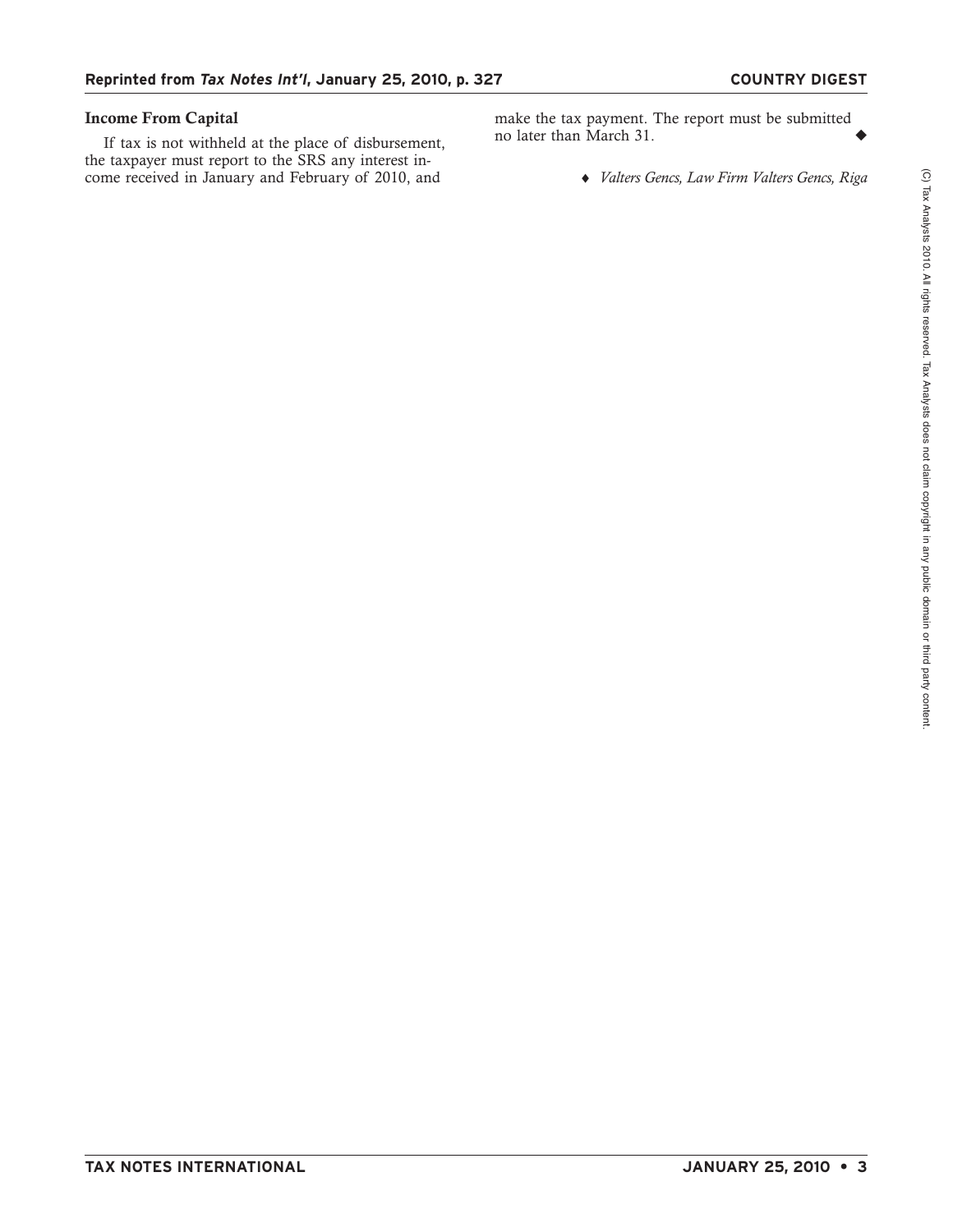### Income From Capital

If tax is not withheld at the place of disbursement, the taxpayer must report to the SRS any interest income received in January and February of 2010, and make the tax payment. The report must be submitted no later than March 31. ◆

♦ *Valters Gencs, Law Firm Valters Gencs, Riga*